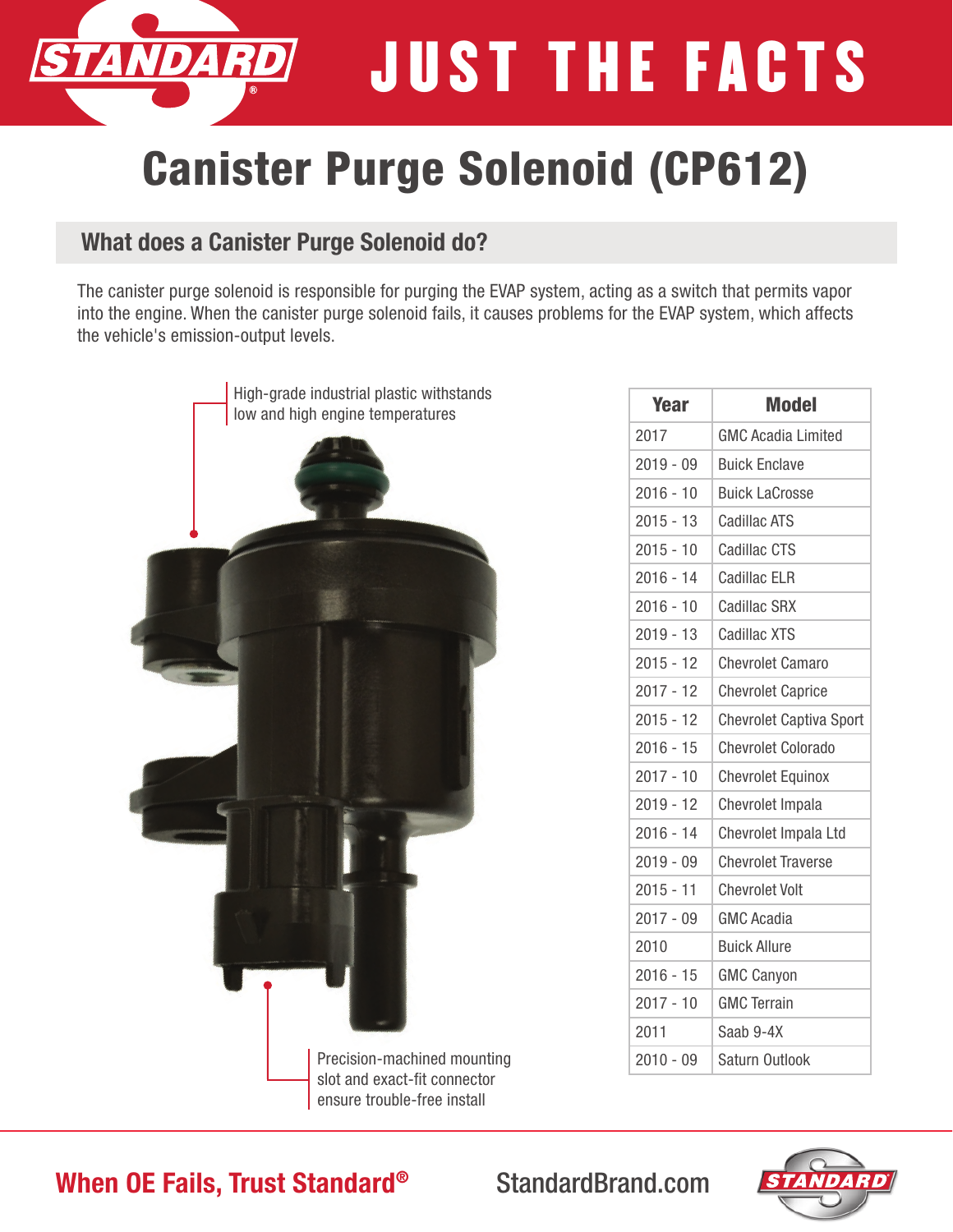# JUST THE FACTS

# Canister Purge Solenoid (CP612)

## What does a Canister Purge Solenoid do?

The canister purge solenoid is responsible for purging the EVAP system, acting as a switch that permits vapor into the engine. When the canister purge solenoid fails, it causes problems for the EVAP system, which affects the vehicle's emission-output levels.

High-grade industrial plastic withstands low and high engine temperatures

Precision-machined mounting slot and exact-fit connector ensure trouble-free install

| Year | Model |
|---|---|
| 2017 | GMC Acadia Limited |
| 2019 - 09 | Buick Enclave |
| 2016 - 10 | Buick LaCrosse |
| 2015 - 13 | Cadillac ATS |
| 2015 - 10 | Cadillac CTS |
| 2016 - 14 | Cadillac ELR |
| 2016 - 10 | Cadillac SRX |
| 2019 - 13 | Cadillac XTS |
| 2015 - 12 | Chevrolet Camaro |
| 2017 - 12 | Chevrolet Caprice |
| 2015 - 12 | Chevrolet Captiva Sport |
| 2016 - 15 | Chevrolet Colorado |
| 2017 - 10 | Chevrolet Equinox |
| 2019 - 12 | Chevrolet Impala |
| 2016 - 14 | Chevrolet Impala Ltd |
| 2019 - 09 | Chevrolet Traverse |
| 2015 - 11 | Chevrolet Volt |
| 2017 - 09 | GMC Acadia |
| 2010 | Buick Allure |
| 2016 - 15 | GMC Canyon |
| 2017 - 10 | GMC Terrain |
| 2011 | Saab 9-4X |
| 2010 - 09 | Saturn Outlook |

**When OE Fails, Trust Standard®**

StandardBrand.com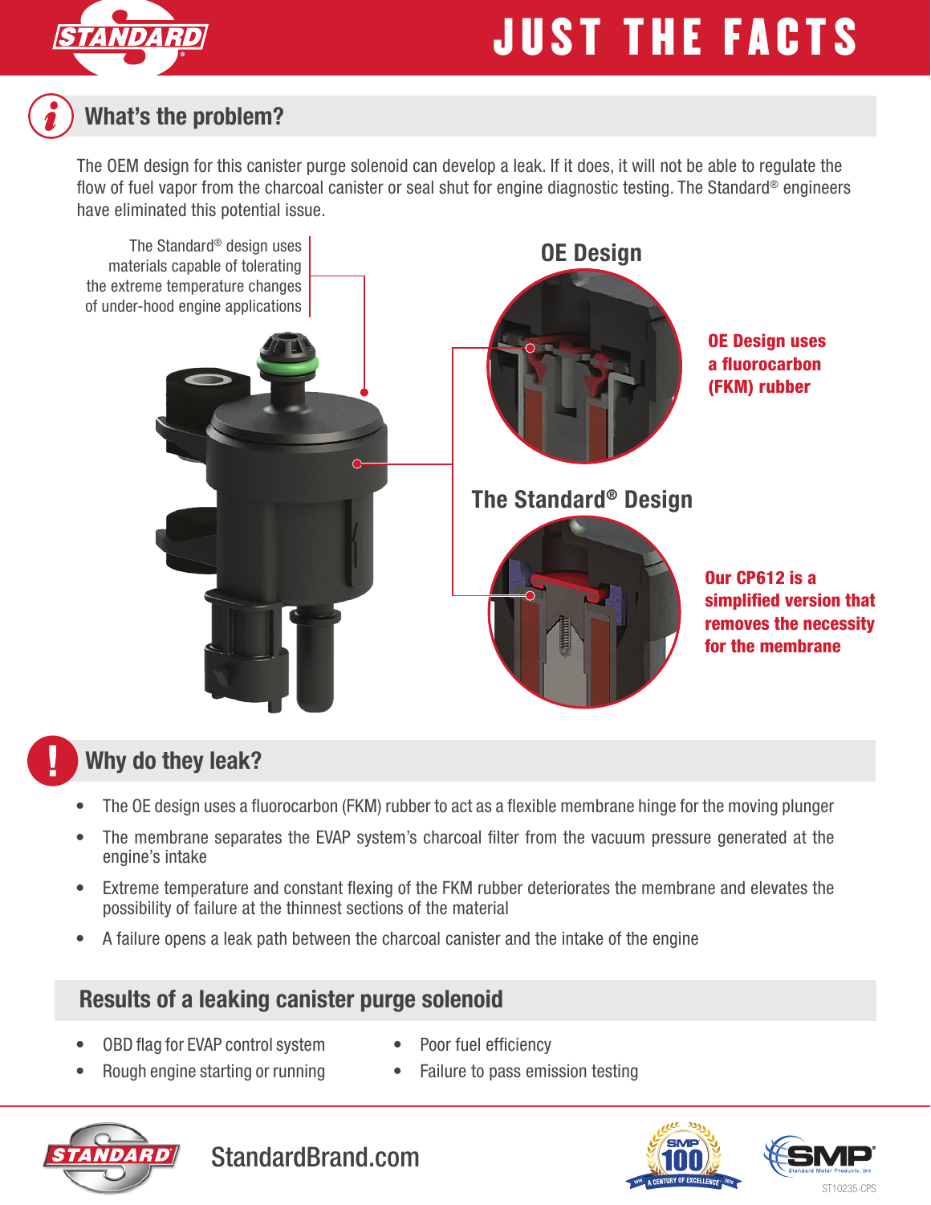# JUST THE FACTS

## What's the problem?

The OEM design for this canister purge solenoid can develop a leak. If it does, it will not be able to regulate the flow of fuel vapor from the charcoal canister or seal shut for engine diagnostic testing. The Standard® engineers have eliminated this potential issue.

The Standard® design uses materials capable of tolerating the extreme temperature changes of under-hood engine applications

**OE Design**

**OE Design uses a fluorocarbon (FKM) rubber**

**The Standard® Design**

**Our CP612 is a simplified version that removes the necessity for the membrane**

## Why do they leak?

- The OE design uses a fluorocarbon (FKM) rubber to act as a flexible membrane hinge for the moving plunger
- The membrane separates the EVAP system's charcoal filter from the vacuum pressure generated at the engine's intake
- Extreme temperature and constant flexing of the FKM rubber deteriorates the membrane and elevates the possibility of failure at the thinnest sections of the material
- A failure opens a leak path between the charcoal canister and the intake of the engine

## Results of a leaking canister purge solenoid

- OBD flag for EVAP control system
- Rough engine starting or running
- Poor fuel efficiency
- Failure to pass emission testing

StandardBrand.com

ST10235-CPS